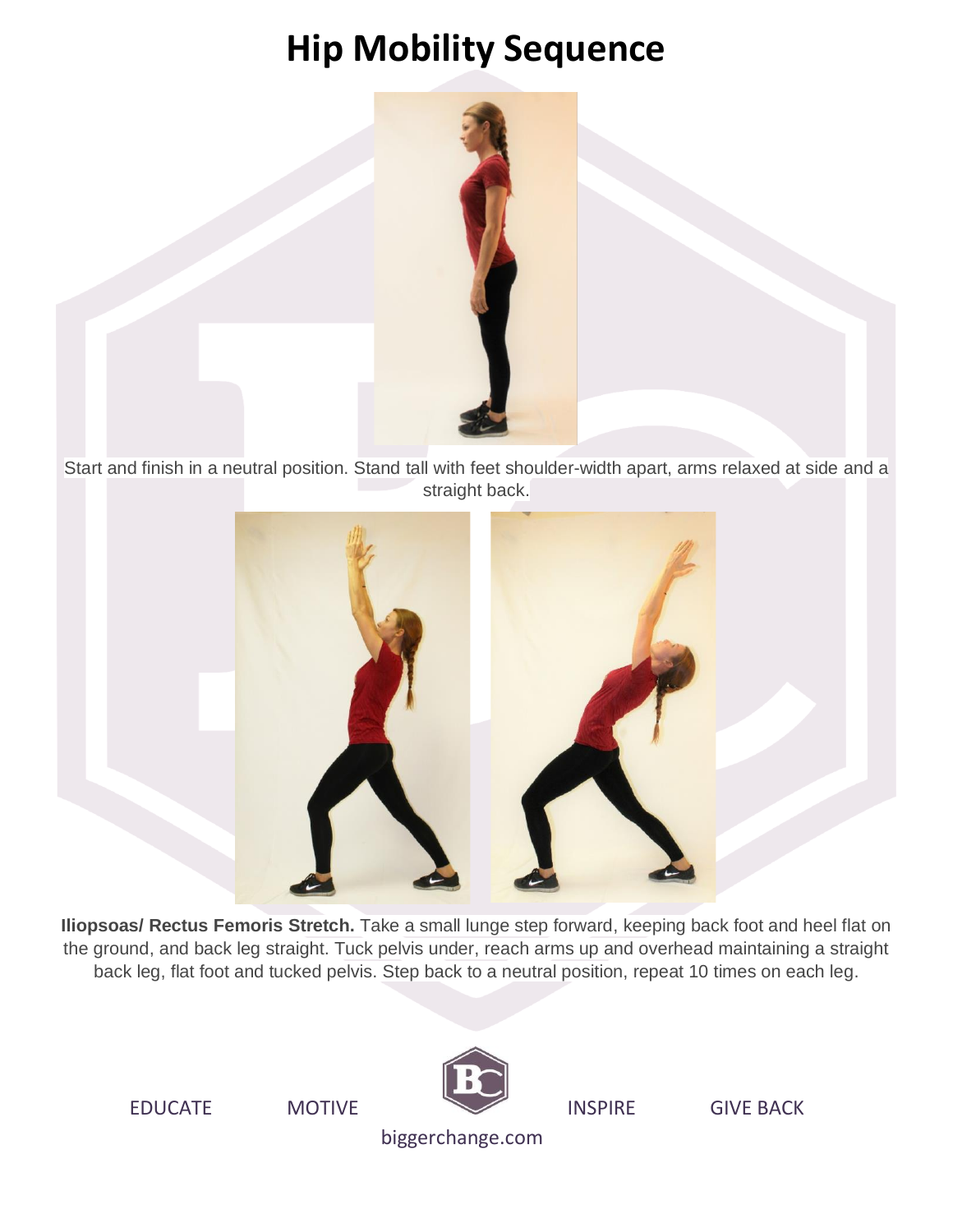# Hip Mobility Sequence

Start and finish in a neutral position. Stand tall with feet shoulder-width apart, arms relaxed at side and a straight back.

**Iliopsoas/ Rectus Femoris Stretch.** Take a small lunge step forward, keeping back foot and heel flat on the ground, and back leg straight. Tuck pelvis under, reach arms up and overhead maintaining a straight back leg, flat foot and tucked pelvis. Step back to a neutral position, repeat 10 times on each leg.

EDUCATE MOTIVE INSPIRE GIVE BACK

biggerchange.com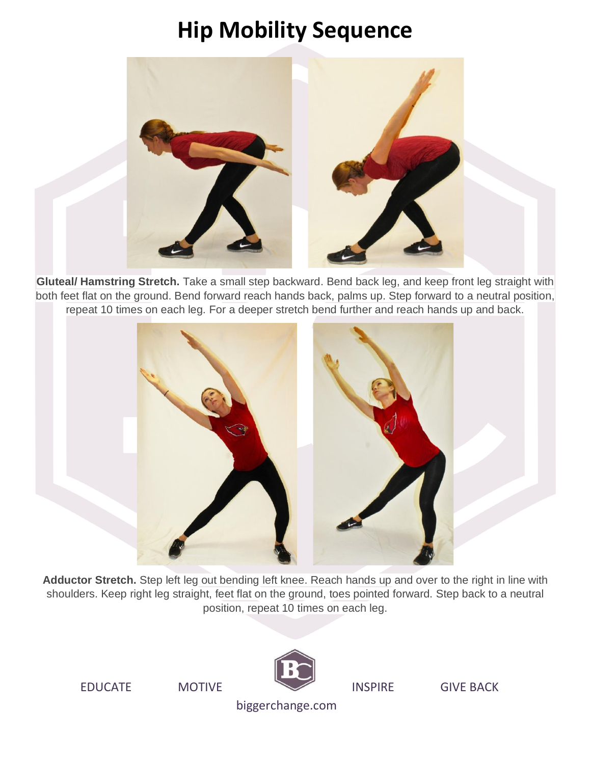# Hip Mobility Sequence

**Gluteal/ Hamstring Stretch.** Take a small step backward. Bend back leg, and keep front leg straight with both feet flat on the ground. Bend forward reach hands back, palms up. Step forward to a neutral position, repeat 10 times on each leg. For a deeper stretch bend further and reach hands up and back.

**Adductor Stretch.** Step left leg out bending left knee. Reach hands up and over to the right in line with shoulders. Keep right leg straight, feet flat on the ground, toes pointed forward. Step back to a neutral position, repeat 10 times on each leg.

EDUCATE MOTIVE INSPIRE GIVE BACK

biggerchange.com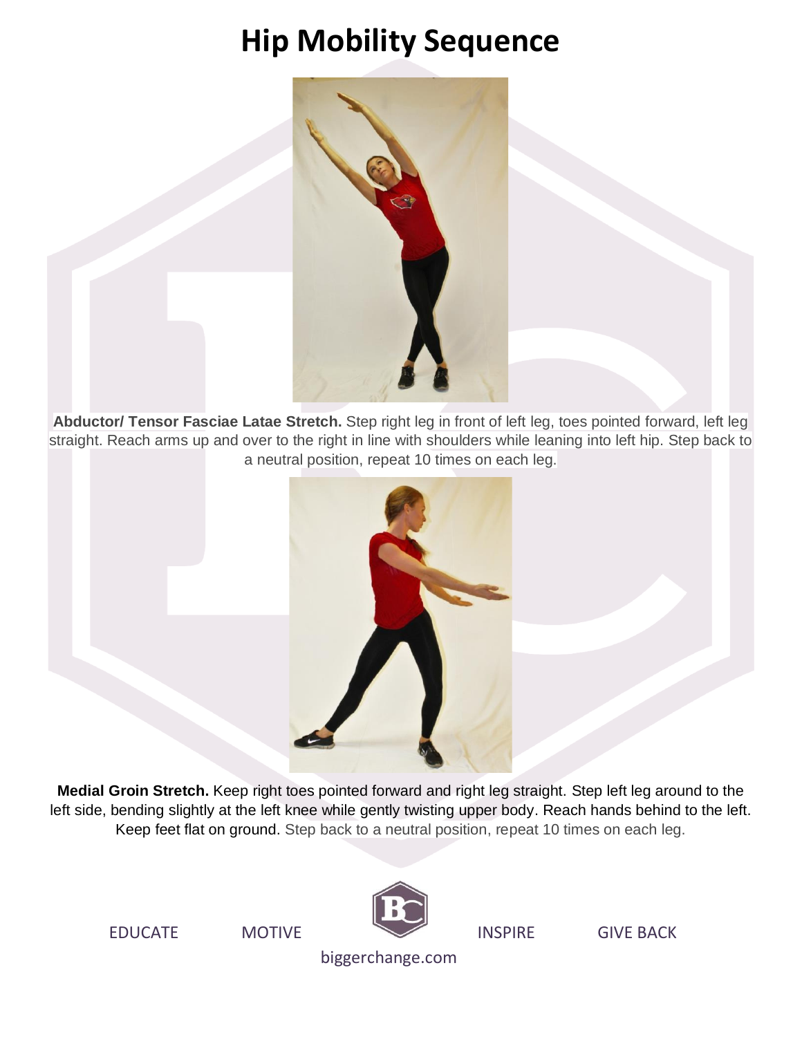# Hip Mobility Sequence

**Abductor/ Tensor Fasciae Latae Stretch.** Step right leg in front of left leg, toes pointed forward, left leg straight. Reach arms up and over to the right in line with shoulders while leaning into left hip. Step back to a neutral position, repeat 10 times on each leg.

**Medial Groin Stretch.** Keep right toes pointed forward and right leg straight. Step left leg around to the left side, bending slightly at the left knee while gently twisting upper body. Reach hands behind to the left. Keep feet flat on ground. Step back to a neutral position, repeat 10 times on each leg.

EDUCATE MOTIVE INSPIRE GIVE BACK

biggerchange.com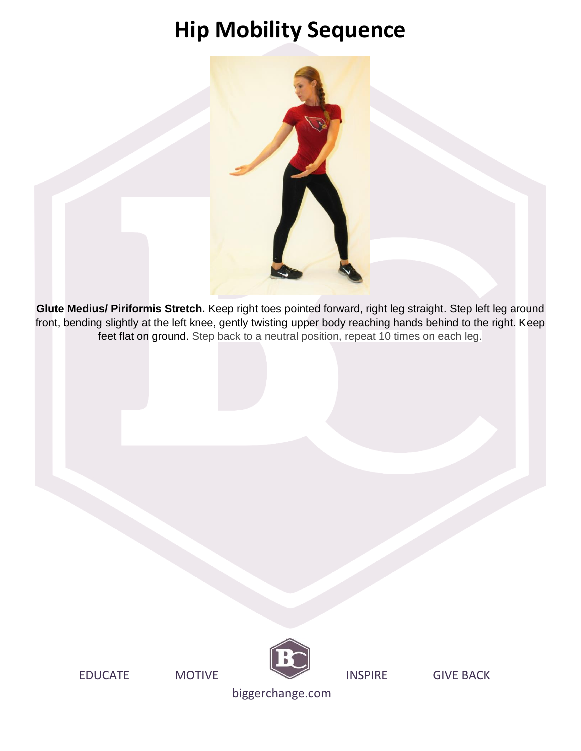# Hip Mobility Sequence

**Glute Medius/ Piriformis Stretch.** Keep right toes pointed forward, right leg straight. Step left leg around front, bending slightly at the left knee, gently twisting upper body reaching hands behind to the right. Keep feet flat on ground. Step back to a neutral position, repeat 10 times on each leg.